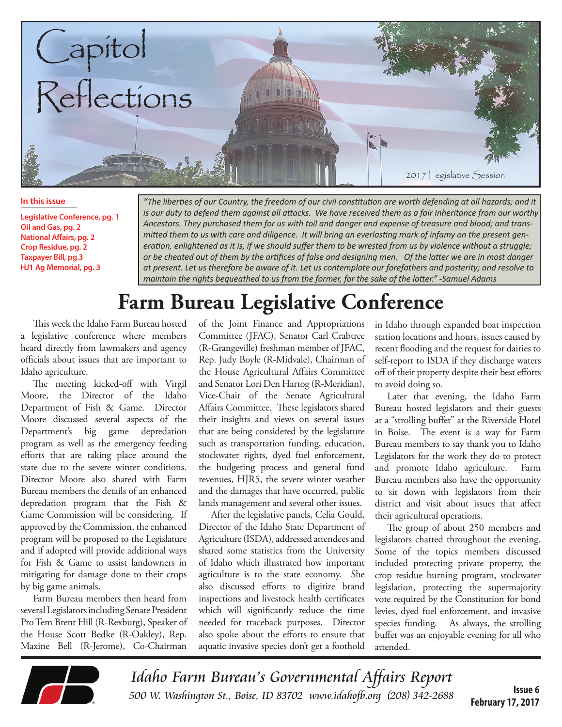# Capitol Reflections

2017 Legislative Session

**In this issue**

**Legislative Conference, pg. 1**
**Oil and Gas, pg. 2**
**National Affairs, pg. 2**
**Crop Residue, pg. 2**
**Taxpayer Bill, pg.3**
**HJ1 Ag Memorial, pg. 3**

*"The liberties of our Country, the freedom of our civil constitution are worth defending at all hazards; and it is our duty to defend them against all attacks. We have received them as a fair Inheritance from our worthy Ancestors. They purchased them for us with toil and danger and expense of treasure and blood; and transmitted them to us with care and diligence. It will bring an everlasting mark of infamy on the present generation, enlightened as it is, if we should suffer them to be wrested from us by violence without a struggle; or be cheated out of them by the artifices of false and designing men. Of the latter we are in most danger at present. Let us therefore be aware of it. Let us contemplate our forefathers and posterity; and resolve to maintain the rights bequeathed to us from the former, for the sake of the latter." -Samuel Adams*

# Farm Bureau Legislative Conference

This week the Idaho Farm Bureau hosted a legislative conference where members heard directly from lawmakers and agency officials about issues that are important to Idaho agriculture.

The meeting kicked-off with Virgil Moore, the Director of the Idaho Department of Fish & Game. Director Moore discussed several aspects of the Department's big game depredation program as well as the emergency feeding efforts that are taking place around the state due to the severe winter conditions. Director Moore also shared with Farm Bureau members the details of an enhanced depredation program that the Fish & Game Commission will be considering. If approved by the Commission, the enhanced program will be proposed to the Legislature and if adopted will provide additional ways for Fish & Game to assist landowners in mitigating for damage done to their crops by big game animals.

Farm Bureau members then heard from several Legislators including Senate President Pro Tem Brent Hill (R-Rexburg), Speaker of the House Scott Bedke (R-Oakley), Rep. Maxine Bell (R-Jerome), Co-Chairman of the Joint Finance and Appropriations Committee (JFAC), Senator Carl Crabtree (R-Grangeville) freshman member of JFAC, Rep. Judy Boyle (R-Midvale), Chairman of the House Agricultural Affairs Committee and Senator Lori Den Hartog (R-Meridian), Vice-Chair of the Senate Agricultural Affairs Committee. These legislators shared their insights and views on several issues that are being considered by the legislature such as transportation funding, education, stockwater rights, dyed fuel enforcement, the budgeting process and general fund revenues, HJR5, the severe winter weather and the damages that have occurred, public lands management and several other issues.

After the legislative panels, Celia Gould, Director of the Idaho State Department of Agriculture (ISDA), addressed attendees and shared some statistics from the University of Idaho which illustrated how important agriculture is to the state economy. She also discussed efforts to digitize brand inspections and livestock health certificates which will significantly reduce the time needed for traceback purposes. Director also spoke about the efforts to ensure that aquatic invasive species don't get a foothold in Idaho through expanded boat inspection station locations and hours, issues caused by recent flooding and the request for dairies to self-report to ISDA if they discharge waters off of their property despite their best efforts to avoid doing so.

Later that evening, the Idaho Farm Bureau hosted legislators and their guests at a "strolling buffet" at the Riverside Hotel in Boise. The event is a way for Farm Bureau members to say thank you to Idaho Legislators for the work they do to protect and promote Idaho agriculture. Farm Bureau members also have the opportunity to sit down with legislators from their district and visit about issues that affect their agricultural operations.

The group of about 250 members and legislators chatted throughout the evening. Some of the topics members discussed included protecting private property, the crop residue burning program, stockwater legislation, protecting the supermajority vote required by the Constitution for bond levies, dyed fuel enforcement, and invasive species funding. As always, the strolling buffet was an enjoyable evening for all who attended.

*Idaho Farm Bureau's Governmental Affairs Report*
*500 W. Washington St., Boise, ID 83702 www.idahofb.org (208) 342-2688*

**Issue 6**
**February 17, 2017**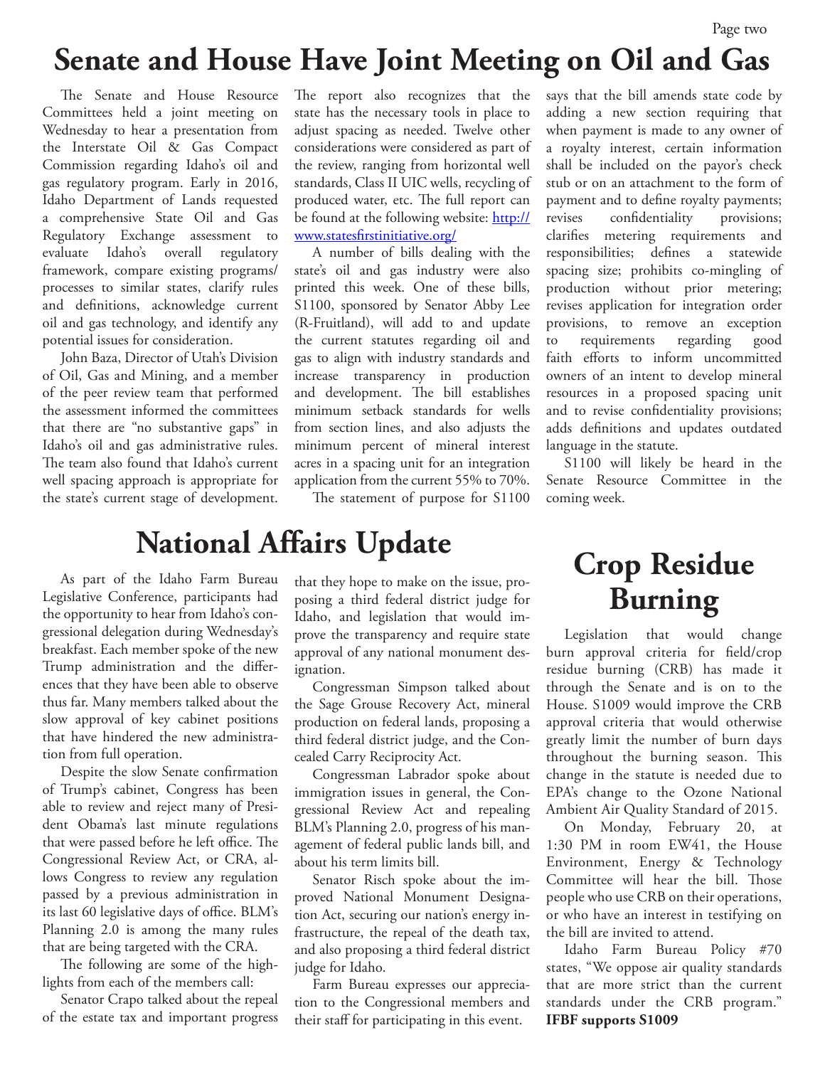# Senate and House Have Joint Meeting on Oil and Gas

The Senate and House Resource Committees held a joint meeting on Wednesday to hear a presentation from the Interstate Oil & Gas Compact Commission regarding Idaho's oil and gas regulatory program. Early in 2016, Idaho Department of Lands requested a comprehensive State Oil and Gas Regulatory Exchange assessment to evaluate Idaho's overall regulatory framework, compare existing programs/processes to similar states, clarify rules and definitions, acknowledge current oil and gas technology, and identify any potential issues for consideration.

John Baza, Director of Utah's Division of Oil, Gas and Mining, and a member of the peer review team that performed the assessment informed the committees that there are "no substantive gaps" in Idaho's oil and gas administrative rules. The team also found that Idaho's current well spacing approach is appropriate for the state's current stage of development. The report also recognizes that the state has the necessary tools in place to adjust spacing as needed. Twelve other considerations were considered as part of the review, ranging from horizontal well standards, Class II UIC wells, recycling of produced water, etc. The full report can be found at the following website: [http://www.statesfirstinitiative.org/](http://www.statesfirstinitiative.org/)

A number of bills dealing with the state's oil and gas industry were also printed this week. One of these bills, S1100, sponsored by Senator Abby Lee (R-Fruitland), will add to and update the current statutes regarding oil and gas to align with industry standards and increase transparency in production and development. The bill establishes minimum setback standards for wells from section lines, and also adjusts the minimum percent of mineral interest acres in a spacing unit for an integration application from the current 55% to 70%.

The statement of purpose for S1100 says that the bill amends state code by adding a new section requiring that when payment is made to any owner of a royalty interest, certain information shall be included on the payor's check stub or on an attachment to the form of payment and to define royalty payments; revises confidentiality provisions; clarifies metering requirements and responsibilities; defines a statewide spacing size; prohibits co-mingling of production without prior metering; revises application for integration order provisions, to remove an exception to requirements regarding good faith efforts to inform uncommitted owners of an intent to develop mineral resources in a proposed spacing unit and to revise confidentiality provisions; adds definitions and updates outdated language in the statute.

S1100 will likely be heard in the Senate Resource Committee in the coming week.

# National Affairs Update

As part of the Idaho Farm Bureau Legislative Conference, participants had the opportunity to hear from Idaho's congressional delegation during Wednesday's breakfast. Each member spoke of the new Trump administration and the differences that they have been able to observe thus far. Many members talked about the slow approval of key cabinet positions that have hindered the new administration from full operation.

Despite the slow Senate confirmation of Trump's cabinet, Congress has been able to review and reject many of President Obama's last minute regulations that were passed before he left office. The Congressional Review Act, or CRA, allows Congress to review any regulation passed by a previous administration in its last 60 legislative days of office. BLM's Planning 2.0 is among the many rules that are being targeted with the CRA.

The following are some of the highlights from each of the members call:

Senator Crapo talked about the repeal of the estate tax and important progress that they hope to make on the issue, proposing a third federal district judge for Idaho, and legislation that would improve the transparency and require state approval of any national monument designation.

Congressman Simpson talked about the Sage Grouse Recovery Act, mineral production on federal lands, proposing a third federal district judge, and the Concealed Carry Reciprocity Act.

Congressman Labrador spoke about immigration issues in general, the Congressional Review Act and repealing BLM's Planning 2.0, progress of his management of federal public lands bill, and about his term limits bill.

Senator Risch spoke about the improved National Monument Designation Act, securing our nation's energy infrastructure, the repeal of the death tax, and also proposing a third federal district judge for Idaho.

Farm Bureau expresses our appreciation to the Congressional members and their staff for participating in this event.

# Crop Residue Burning

Legislation that would change burn approval criteria for field/crop residue burning (CRB) has made it through the Senate and is on to the House. S1009 would improve the CRB approval criteria that would otherwise greatly limit the number of burn days throughout the burning season. This change in the statute is needed due to EPA's change to the Ozone National Ambient Air Quality Standard of 2015.

On Monday, February 20, at 1:30 PM in room EW41, the House Environment, Energy & Technology Committee will hear the bill. Those people who use CRB on their operations, or who have an interest in testifying on the bill are invited to attend.

Idaho Farm Bureau Policy #70 states, "We oppose air quality standards that are more strict than the current standards under the CRB program." **IFBF supports S1009**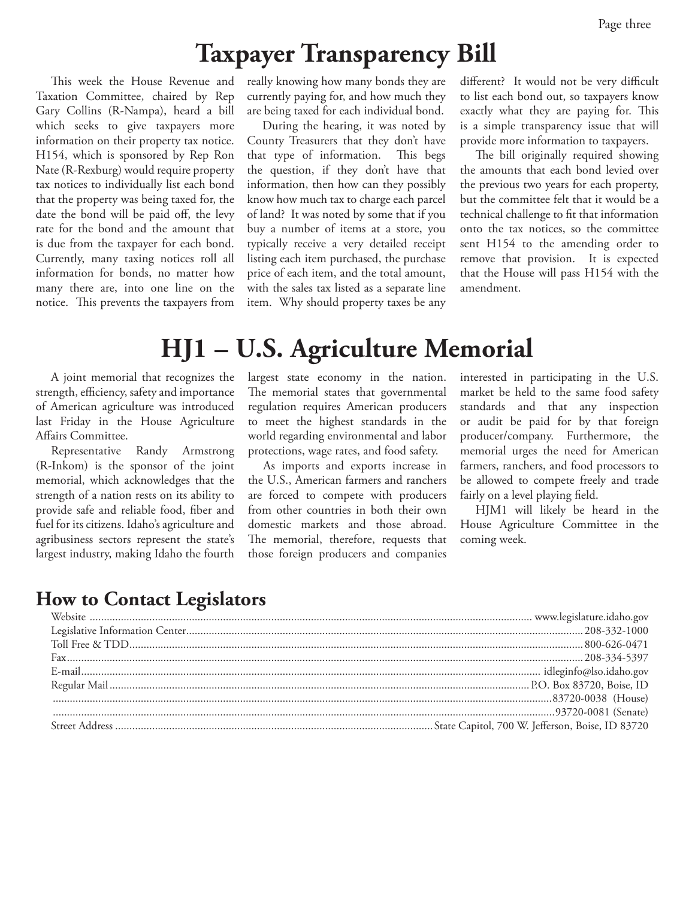# Taxpayer Transparency Bill

This week the House Revenue and Taxation Committee, chaired by Rep Gary Collins (R-Nampa), heard a bill which seeks to give taxpayers more information on their property tax notice. H154, which is sponsored by Rep Ron Nate (R-Rexburg) would require property tax notices to individually list each bond that the property was being taxed for, the date the bond will be paid off, the levy rate for the bond and the amount that is due from the taxpayer for each bond. Currently, many taxing notices roll all information for bonds, no matter how many there are, into one line on the notice. This prevents the taxpayers from really knowing how many bonds they are currently paying for, and how much they are being taxed for each individual bond.

During the hearing, it was noted by County Treasurers that they don't have that type of information. This begs the question, if they don't have that information, then how can they possibly know how much tax to charge each parcel of land? It was noted by some that if you buy a number of items at a store, you typically receive a very detailed receipt listing each item purchased, the purchase price of each item, and the total amount, with the sales tax listed as a separate line item. Why should property taxes be any different? It would not be very difficult to list each bond out, so taxpayers know exactly what they are paying for. This is a simple transparency issue that will provide more information to taxpayers.

The bill originally required showing the amounts that each bond levied over the previous two years for each property, but the committee felt that it would be a technical challenge to fit that information onto the tax notices, so the committee sent H154 to the amending order to remove that provision. It is expected that the House will pass H154 with the amendment.

# HJ1 – U.S. Agriculture Memorial

A joint memorial that recognizes the strength, efficiency, safety and importance of American agriculture was introduced last Friday in the House Agriculture Affairs Committee.

Representative Randy Armstrong (R-Inkom) is the sponsor of the joint memorial, which acknowledges that the strength of a nation rests on its ability to provide safe and reliable food, fiber and fuel for its citizens. Idaho's agriculture and agribusiness sectors represent the state's largest industry, making Idaho the fourth largest state economy in the nation. The memorial states that governmental regulation requires American producers to meet the highest standards in the world regarding environmental and labor protections, wage rates, and food safety.

As imports and exports increase in the U.S., American farmers and ranchers are forced to compete with producers from other countries in both their own domestic markets and those abroad. The memorial, therefore, requests that those foreign producers and companies interested in participating in the U.S. market be held to the same food safety standards and that any inspection or audit be paid for by that foreign producer/company. Furthermore, the memorial urges the need for American farmers, ranchers, and food processors to be allowed to compete freely and trade fairly on a level playing field.

HJM1 will likely be heard in the House Agriculture Committee in the coming week.

## How to Contact Legislators

| | |
|---|---|
| Website | www.legislature.idaho.gov |
| Legislative Information Center | 208-332-1000 |
| Toll Free & TDD | 800-626-0471 |
| Fax | 208-334-5397 |
| E-mail | idleginfo@lso.idaho.gov |
| Regular Mail | P.O. Box 83720, Boise, ID |
| | 83720-0038 (House) |
| | 93720-0081 (Senate) |
| Street Address | State Capitol, 700 W. Jefferson, Boise, ID 83720 |